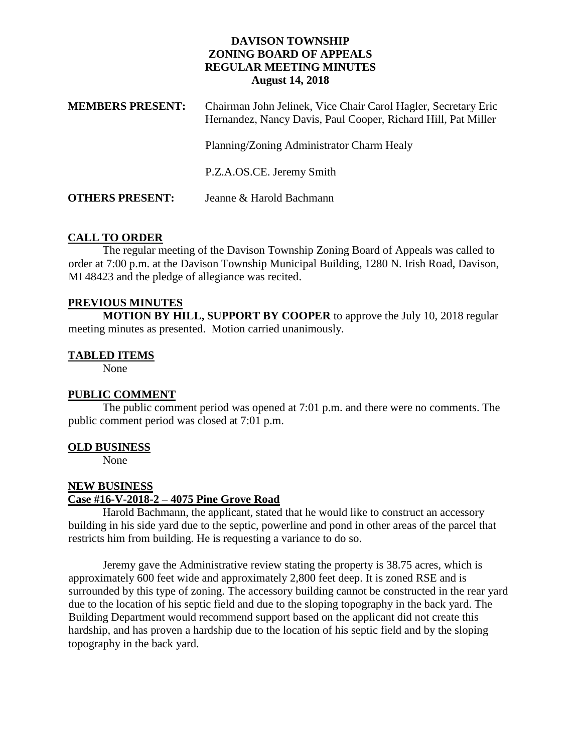# DAVISON TOWNSHIP
# ZONING BOARD OF APPEALS
# REGULAR MEETING MINUTES
**August 14, 2018**

**MEMBERS PRESENT:** Chairman John Jelinek, Vice Chair Carol Hagler, Secretary Eric Hernandez, Nancy Davis, Paul Cooper, Richard Hill, Pat Miller

Planning/Zoning Administrator Charm Healy

P.Z.A.OS.CE. Jeremy Smith

**OTHERS PRESENT:** Jeanne & Harold Bachmann

## CALL TO ORDER

The regular meeting of the Davison Township Zoning Board of Appeals was called to order at 7:00 p.m. at the Davison Township Municipal Building, 1280 N. Irish Road, Davison, MI 48423 and the pledge of allegiance was recited.

## PREVIOUS MINUTES

**MOTION BY HILL, SUPPORT BY COOPER** to approve the July 10, 2018 regular meeting minutes as presented. Motion carried unanimously.

## TABLED ITEMS

None

## PUBLIC COMMENT

The public comment period was opened at 7:01 p.m. and there were no comments. The public comment period was closed at 7:01 p.m.

## OLD BUSINESS

None

## NEW BUSINESS

### Case #16-V-2018-2 – 4075 Pine Grove Road

Harold Bachmann, the applicant, stated that he would like to construct an accessory building in his side yard due to the septic, powerline and pond in other areas of the parcel that restricts him from building. He is requesting a variance to do so.

Jeremy gave the Administrative review stating the property is 38.75 acres, which is approximately 600 feet wide and approximately 2,800 feet deep. It is zoned RSE and is surrounded by this type of zoning. The accessory building cannot be constructed in the rear yard due to the location of his septic field and due to the sloping topography in the back yard. The Building Department would recommend support based on the applicant did not create this hardship, and has proven a hardship due to the location of his septic field and by the sloping topography in the back yard.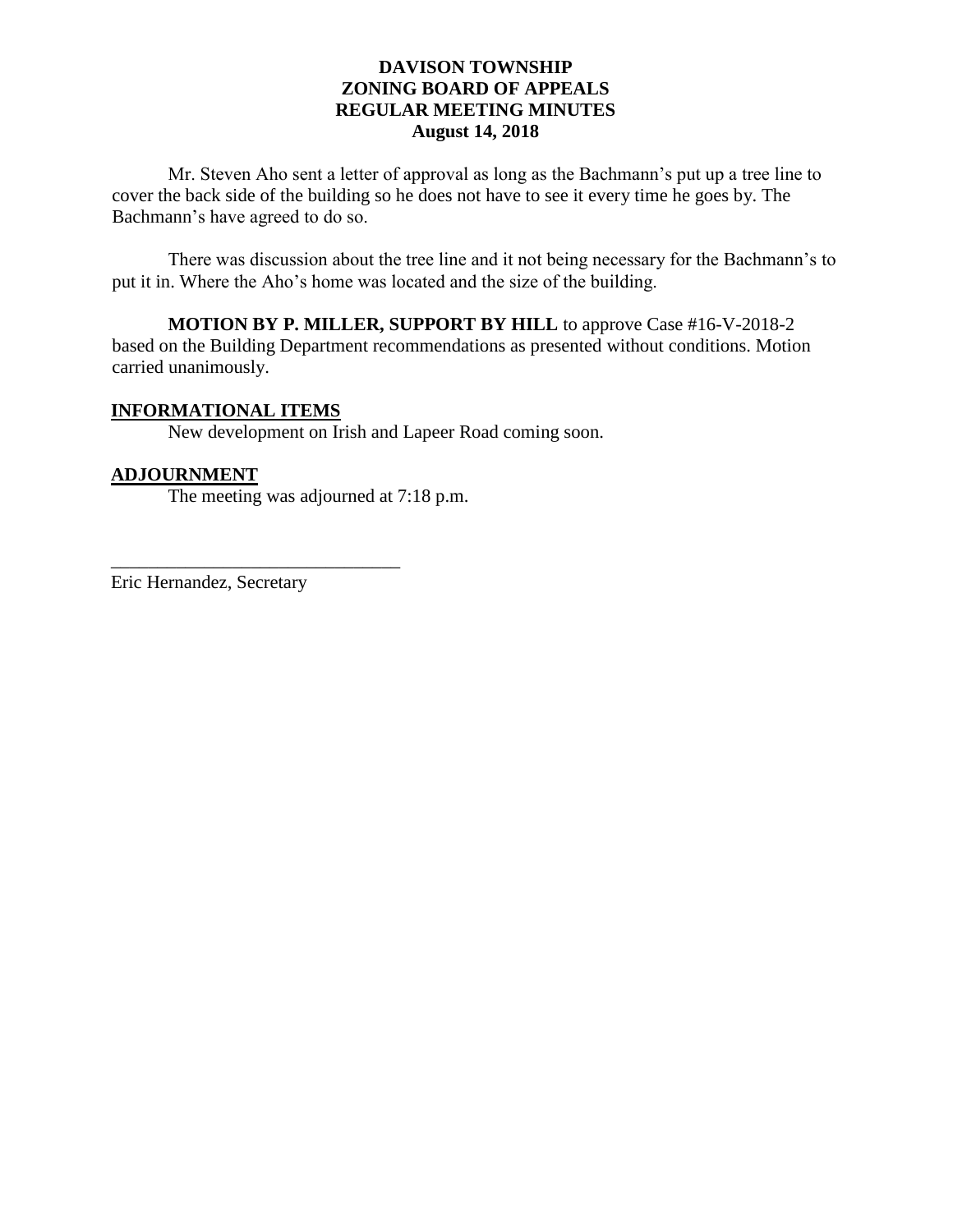# DAVISON TOWNSHIP
# ZONING BOARD OF APPEALS
# REGULAR MEETING MINUTES
# August 14, 2018

Mr. Steven Aho sent a letter of approval as long as the Bachmann's put up a tree line to cover the back side of the building so he does not have to see it every time he goes by. The Bachmann's have agreed to do so.

There was discussion about the tree line and it not being necessary for the Bachmann's to put it in. Where the Aho's home was located and the size of the building.

**MOTION BY P. MILLER, SUPPORT BY HILL** to approve Case #16-V-2018-2 based on the Building Department recommendations as presented without conditions. Motion carried unanimously.

## INFORMATIONAL ITEMS

New development on Irish and Lapeer Road coming soon.

## ADJOURNMENT

The meeting was adjourned at 7:18 p.m.

_______________________________

Eric Hernandez, Secretary